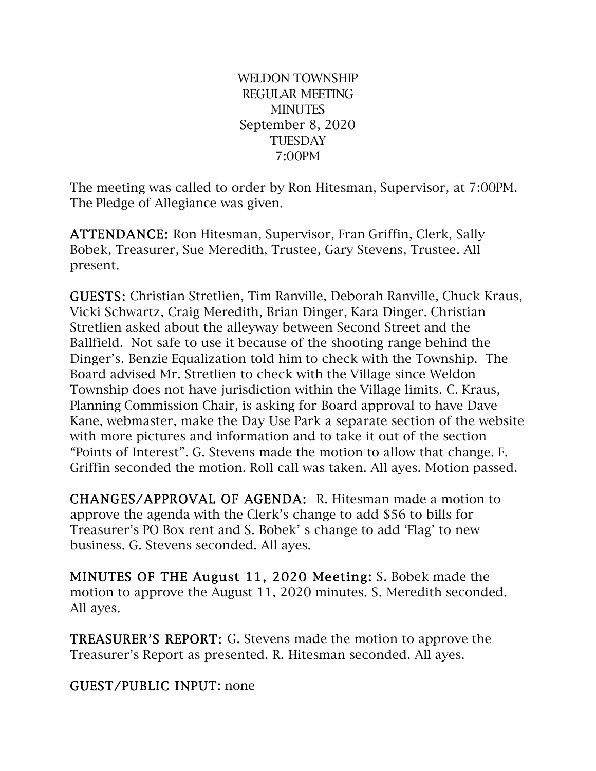WELDON TOWNSHIP
REGULAR MEETING
MINUTES
September 8, 2020
TUESDAY
7:00PM

The meeting was called to order by Ron Hitesman, Supervisor, at 7:00PM. The Pledge of Allegiance was given.

**ATTENDANCE:** Ron Hitesman, Supervisor, Fran Griffin, Clerk, Sally Bobek, Treasurer, Sue Meredith, Trustee, Gary Stevens, Trustee. All present.

**GUESTS:** Christian Stretlien, Tim Ranville, Deborah Ranville, Chuck Kraus, Vicki Schwartz, Craig Meredith, Brian Dinger, Kara Dinger. Christian Stretlien asked about the alleyway between Second Street and the Ballfield. Not safe to use it because of the shooting range behind the Dinger's. Benzie Equalization told him to check with the Township. The Board advised Mr. Stretlien to check with the Village since Weldon Township does not have jurisdiction within the Village limits. C. Kraus, Planning Commission Chair, is asking for Board approval to have Dave Kane, webmaster, make the Day Use Park a separate section of the website with more pictures and information and to take it out of the section "Points of Interest". G. Stevens made the motion to allow that change. F. Griffin seconded the motion. Roll call was taken. All ayes. Motion passed.

**CHANGES/APPROVAL OF AGENDA:** R. Hitesman made a motion to approve the agenda with the Clerk's change to add $56 to bills for Treasurer's PO Box rent and S. Bobek' s change to add 'Flag' to new business. G. Stevens seconded. All ayes.

**MINUTES OF THE August 11, 2020 Meeting:** S. Bobek made the motion to approve the August 11, 2020 minutes. S. Meredith seconded. All ayes.

**TREASURER'S REPORT:** G. Stevens made the motion to approve the Treasurer's Report as presented. R. Hitesman seconded. All ayes.

**GUEST/PUBLIC INPUT**: none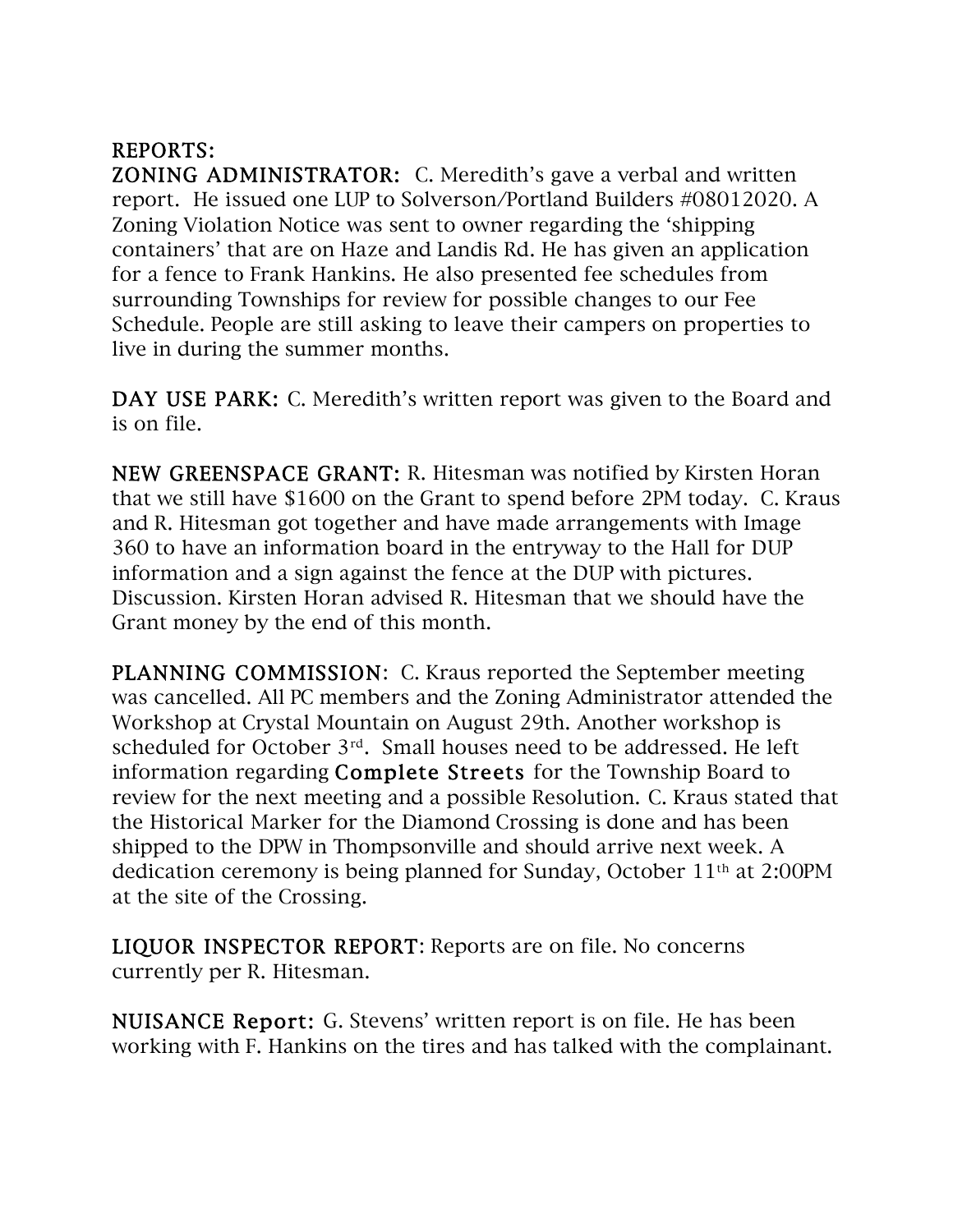**REPORTS:**

**ZONING ADMINISTRATOR:** C. Meredith's gave a verbal and written report. He issued one LUP to Solverson/Portland Builders #08012020. A Zoning Violation Notice was sent to owner regarding the 'shipping containers' that are on Haze and Landis Rd. He has given an application for a fence to Frank Hankins. He also presented fee schedules from surrounding Townships for review for possible changes to our Fee Schedule. People are still asking to leave their campers on properties to live in during the summer months.

**DAY USE PARK:** C. Meredith's written report was given to the Board and is on file.

**NEW GREENSPACE GRANT:** R. Hitesman was notified by Kirsten Horan that we still have $1600 on the Grant to spend before 2PM today. C. Kraus and R. Hitesman got together and have made arrangements with Image 360 to have an information board in the entryway to the Hall for DUP information and a sign against the fence at the DUP with pictures. Discussion. Kirsten Horan advised R. Hitesman that we should have the Grant money by the end of this month.

**PLANNING COMMISSION:** C. Kraus reported the September meeting was cancelled. All PC members and the Zoning Administrator attended the Workshop at Crystal Mountain on August 29th. Another workshop is scheduled for October 3rd. Small houses need to be addressed. He left information regarding **Complete Streets** for the Township Board to review for the next meeting and a possible Resolution. C. Kraus stated that the Historical Marker for the Diamond Crossing is done and has been shipped to the DPW in Thompsonville and should arrive next week. A dedication ceremony is being planned for Sunday, October 11th at 2:00PM at the site of the Crossing.

**LIQUOR INSPECTOR REPORT:** Reports are on file. No concerns currently per R. Hitesman.

**NUISANCE Report:** G. Stevens' written report is on file. He has been working with F. Hankins on the tires and has talked with the complainant.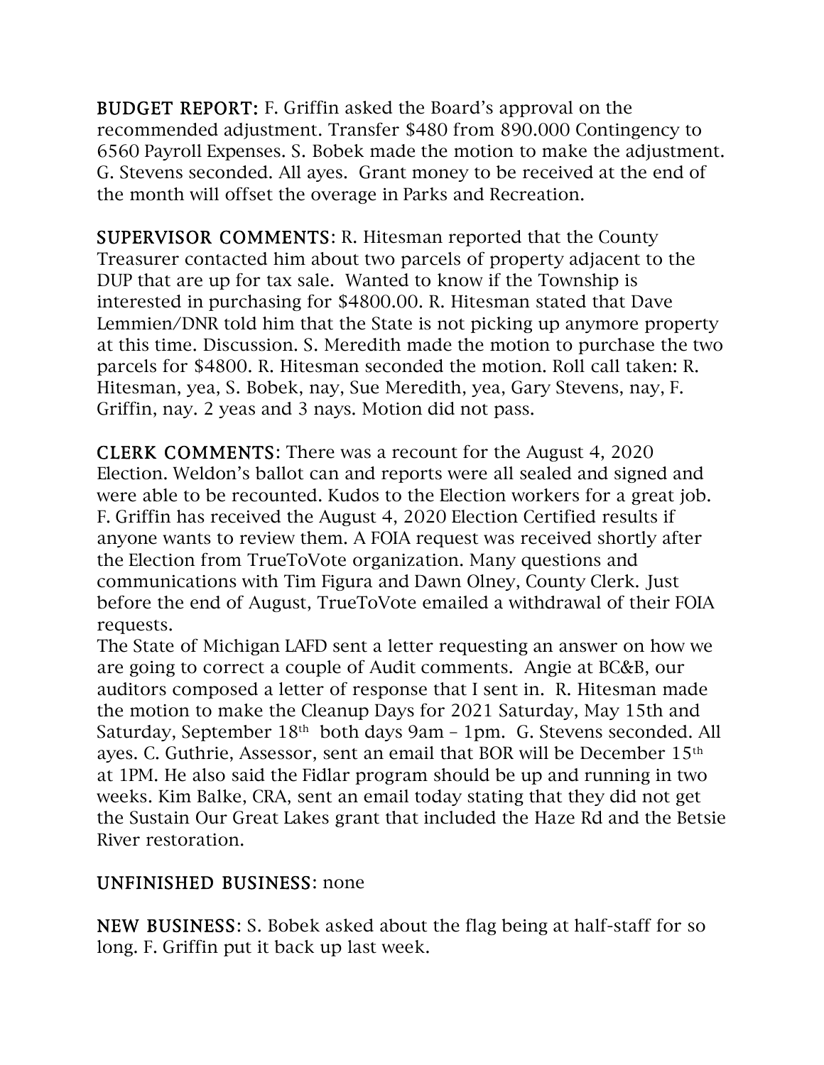**BUDGET REPORT:** F. Griffin asked the Board's approval on the recommended adjustment. Transfer $480 from 890.000 Contingency to 6560 Payroll Expenses. S. Bobek made the motion to make the adjustment. G. Stevens seconded. All ayes. Grant money to be received at the end of the month will offset the overage in Parks and Recreation.

**SUPERVISOR COMMENTS:** R. Hitesman reported that the County Treasurer contacted him about two parcels of property adjacent to the DUP that are up for tax sale. Wanted to know if the Township is interested in purchasing for $4800.00. R. Hitesman stated that Dave Lemmien/DNR told him that the State is not picking up anymore property at this time. Discussion. S. Meredith made the motion to purchase the two parcels for $4800. R. Hitesman seconded the motion. Roll call taken: R. Hitesman, yea, S. Bobek, nay, Sue Meredith, yea, Gary Stevens, nay, F. Griffin, nay. 2 yeas and 3 nays. Motion did not pass.

**CLERK COMMENTS:** There was a recount for the August 4, 2020 Election. Weldon's ballot can and reports were all sealed and signed and were able to be recounted. Kudos to the Election workers for a great job. F. Griffin has received the August 4, 2020 Election Certified results if anyone wants to review them. A FOIA request was received shortly after the Election from TrueToVote organization. Many questions and communications with Tim Figura and Dawn Olney, County Clerk. Just before the end of August, TrueToVote emailed a withdrawal of their FOIA requests.

The State of Michigan LAFD sent a letter requesting an answer on how we are going to correct a couple of Audit comments. Angie at BC&B, our auditors composed a letter of response that I sent in. R. Hitesman made the motion to make the Cleanup Days for 2021 Saturday, May 15th and Saturday, September 18th both days 9am – 1pm. G. Stevens seconded. All ayes. C. Guthrie, Assessor, sent an email that BOR will be December 15th at 1PM. He also said the Fidlar program should be up and running in two weeks. Kim Balke, CRA, sent an email today stating that they did not get the Sustain Our Great Lakes grant that included the Haze Rd and the Betsie River restoration.

**UNFINISHED BUSINESS:** none

**NEW BUSINESS:** S. Bobek asked about the flag being at half-staff for so long. F. Griffin put it back up last week.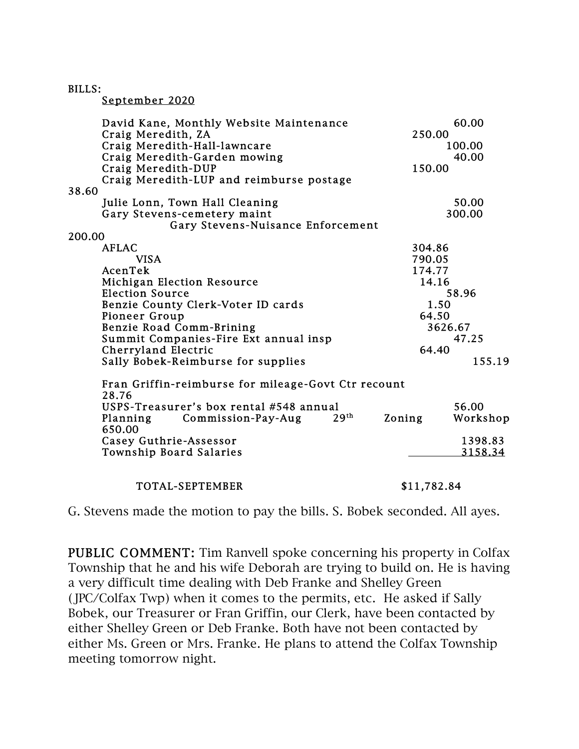BILLS:

September 2020

| | |
|---|---|
| David Kane, Monthly Website Maintenance | 60.00 |
| Craig Meredith, ZA | 250.00 |
| Craig Meredith-Hall-lawncare | 100.00 |
| Craig Meredith-Garden mowing | 40.00 |
| Craig Meredith-DUP | 150.00 |
| Craig Meredith-LUP and reimburse postage | 38.60 |
| Julie Lonn, Town Hall Cleaning | 50.00 |
| Gary Stevens-cemetery maint | 300.00 |
| Gary Stevens-Nuisance Enforcement | 200.00 |
| AFLAC | 304.86 |
| VISA | 790.05 |
| AcenTek | 174.77 |
| Michigan Election Resource | 14.16 |
| Election Source | 58.96 |
| Benzie County Clerk-Voter ID cards | 1.50 |
| Pioneer Group | 64.50 |
| Benzie Road Comm-Brining | 3626.67 |
| Summit Companies-Fire Ext annual insp | 47.25 |
| Cherryland Electric | 64.40 |
| Sally Bobek-Reimburse for supplies | 155.19 |
| Fran Griffin-reimburse for mileage-Govt Ctr recount | 28.76 |
| USPS-Treasurer's box rental #548 annual | 56.00 |
| Planning Commission-Pay-Aug 29th Zoning Workshop | 650.00 |
| Casey Guthrie-Assessor | 1398.83 |
| Township Board Salaries | 3158.34 |
| TOTAL-SEPTEMBER | $11,782.84 |

G. Stevens made the motion to pay the bills. S. Bobek seconded. All ayes.

**PUBLIC COMMENT:** Tim Ranvell spoke concerning his property in Colfax Township that he and his wife Deborah are trying to build on. He is having a very difficult time dealing with Deb Franke and Shelley Green (JPC/Colfax Twp) when it comes to the permits, etc. He asked if Sally Bobek, our Treasurer or Fran Griffin, our Clerk, have been contacted by either Shelley Green or Deb Franke. Both have not been contacted by either Ms. Green or Mrs. Franke. He plans to attend the Colfax Township meeting tomorrow night.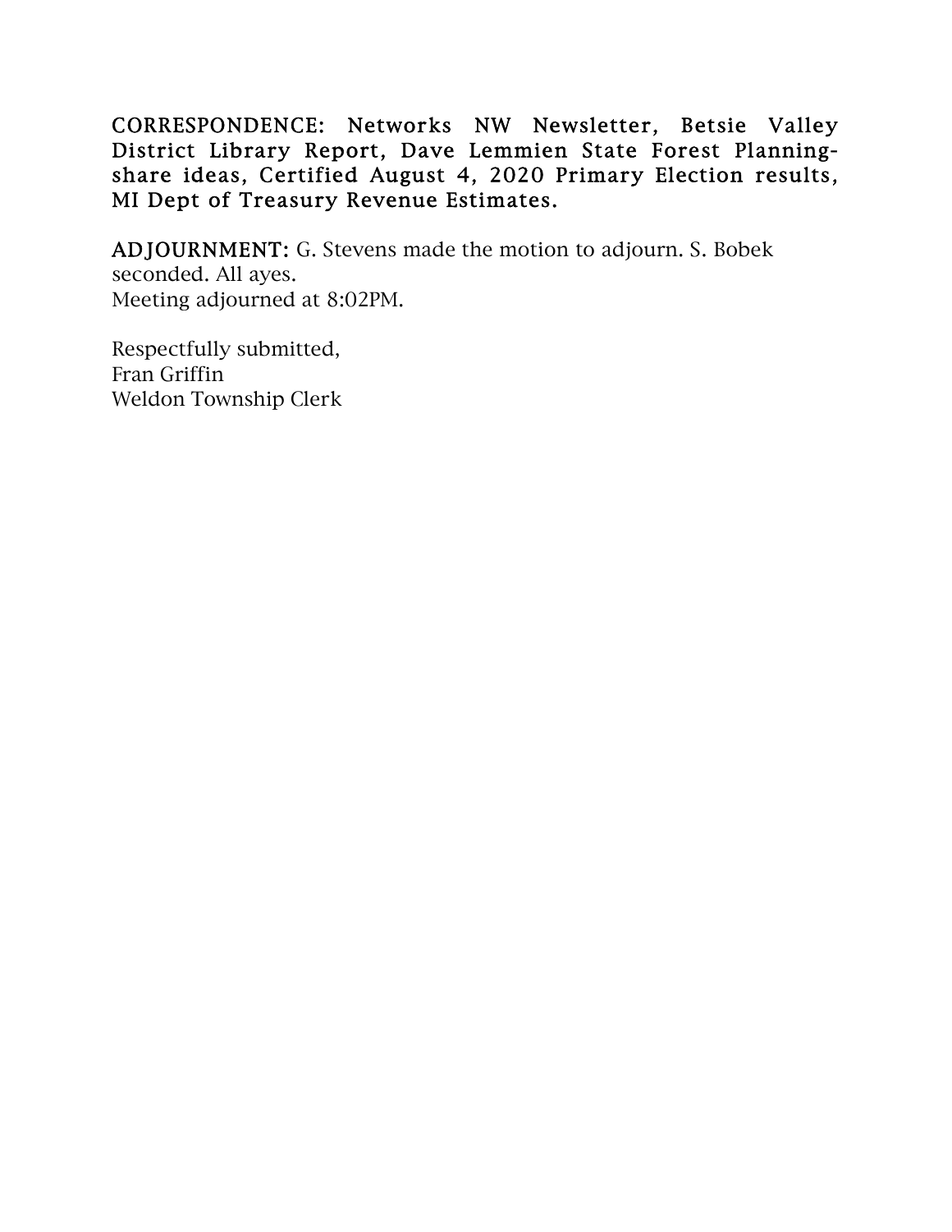**CORRESPONDENCE:** Networks NW Newsletter, Betsie Valley District Library Report, Dave Lemmien State Forest Planning-share ideas, Certified August 4, 2020 Primary Election results, MI Dept of Treasury Revenue Estimates.

**ADJOURNMENT:** G. Stevens made the motion to adjourn. S. Bobek seconded. All ayes.
Meeting adjourned at 8:02PM.

Respectfully submitted,
Fran Griffin
Weldon Township Clerk